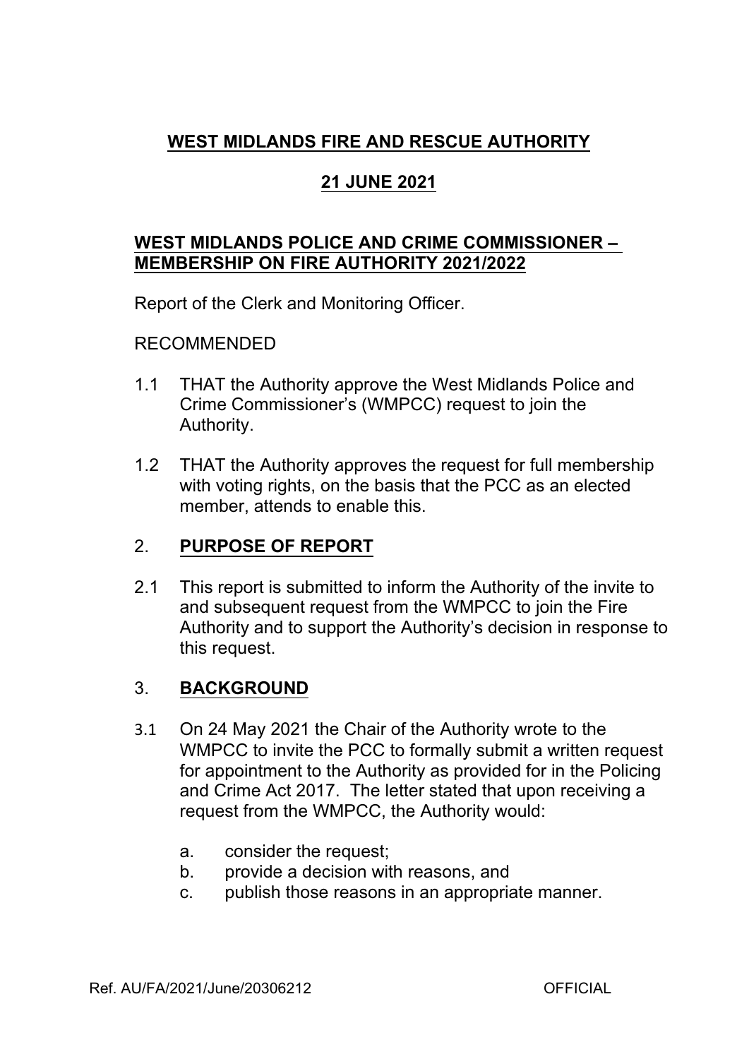# WEST MIDLANDS FIRE AND RESCUE AUTHORITY

## 21 JUNE 2021

## WEST MIDLANDS POLICE AND CRIME COMMISSIONER – MEMBERSHIP ON FIRE AUTHORITY 2021/2022

Report of the Clerk and Monitoring Officer.

RECOMMENDED

1.1 THAT the Authority approve the West Midlands Police and Crime Commissioner's (WMPCC) request to join the Authority.

1.2 THAT the Authority approves the request for full membership with voting rights, on the basis that the PCC as an elected member, attends to enable this.

## 2. PURPOSE OF REPORT

2.1 This report is submitted to inform the Authority of the invite to and subsequent request from the WMPCC to join the Fire Authority and to support the Authority's decision in response to this request.

## 3. BACKGROUND

3.1 On 24 May 2021 the Chair of the Authority wrote to the WMPCC to invite the PCC to formally submit a written request for appointment to the Authority as provided for in the Policing and Crime Act 2017. The letter stated that upon receiving a request from the WMPCC, the Authority would:

- a. consider the request;
- b. provide a decision with reasons, and
- c. publish those reasons in an appropriate manner.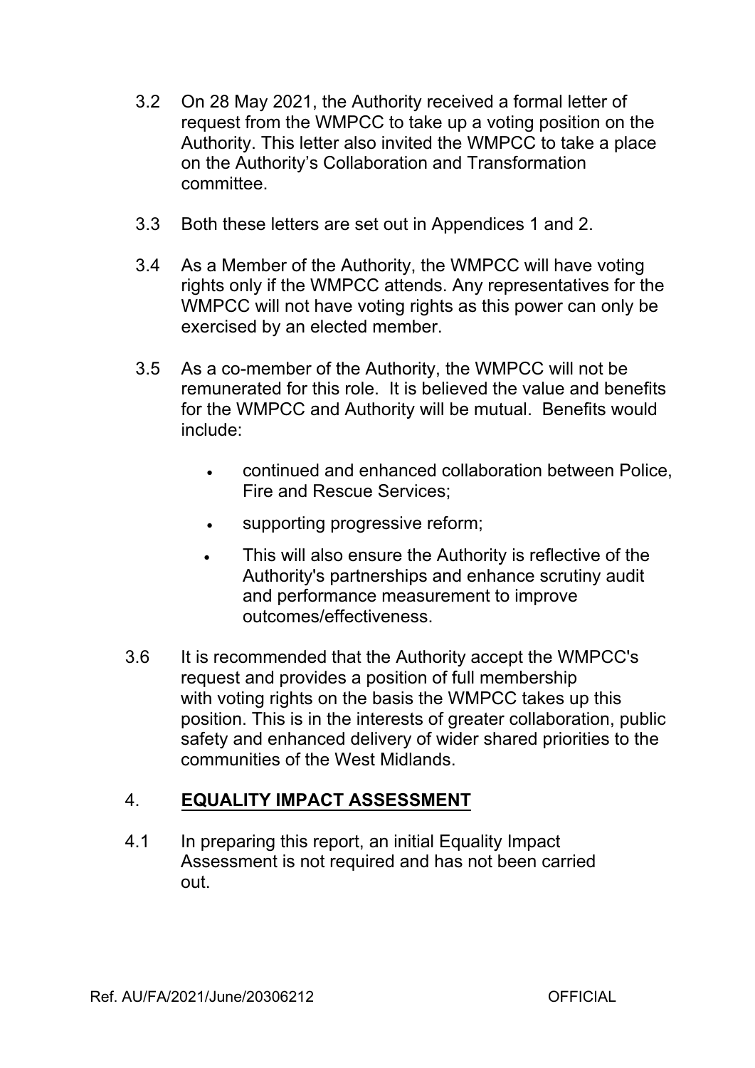3.2 On 28 May 2021, the Authority received a formal letter of request from the WMPCC to take up a voting position on the Authority. This letter also invited the WMPCC to take a place on the Authority's Collaboration and Transformation committee.

3.3 Both these letters are set out in Appendices 1 and 2.

3.4 As a Member of the Authority, the WMPCC will have voting rights only if the WMPCC attends. Any representatives for the WMPCC will not have voting rights as this power can only be exercised by an elected member.

3.5 As a co-member of the Authority, the WMPCC will not be remunerated for this role. It is believed the value and benefits for the WMPCC and Authority will be mutual. Benefits would include:

- continued and enhanced collaboration between Police, Fire and Rescue Services;
- supporting progressive reform;
- This will also ensure the Authority is reflective of the Authority's partnerships and enhance scrutiny audit and performance measurement to improve outcomes/effectiveness.

3.6 It is recommended that the Authority accept the WMPCC's request and provides a position of full membership with voting rights on the basis the WMPCC takes up this position. This is in the interests of greater collaboration, public safety and enhanced delivery of wider shared priorities to the communities of the West Midlands.

## 4. **EQUALITY IMPACT ASSESSMENT**

4.1 In preparing this report, an initial Equality Impact Assessment is not required and has not been carried out.

Ref. AU/FA/2021/June/20306212 OFFICIAL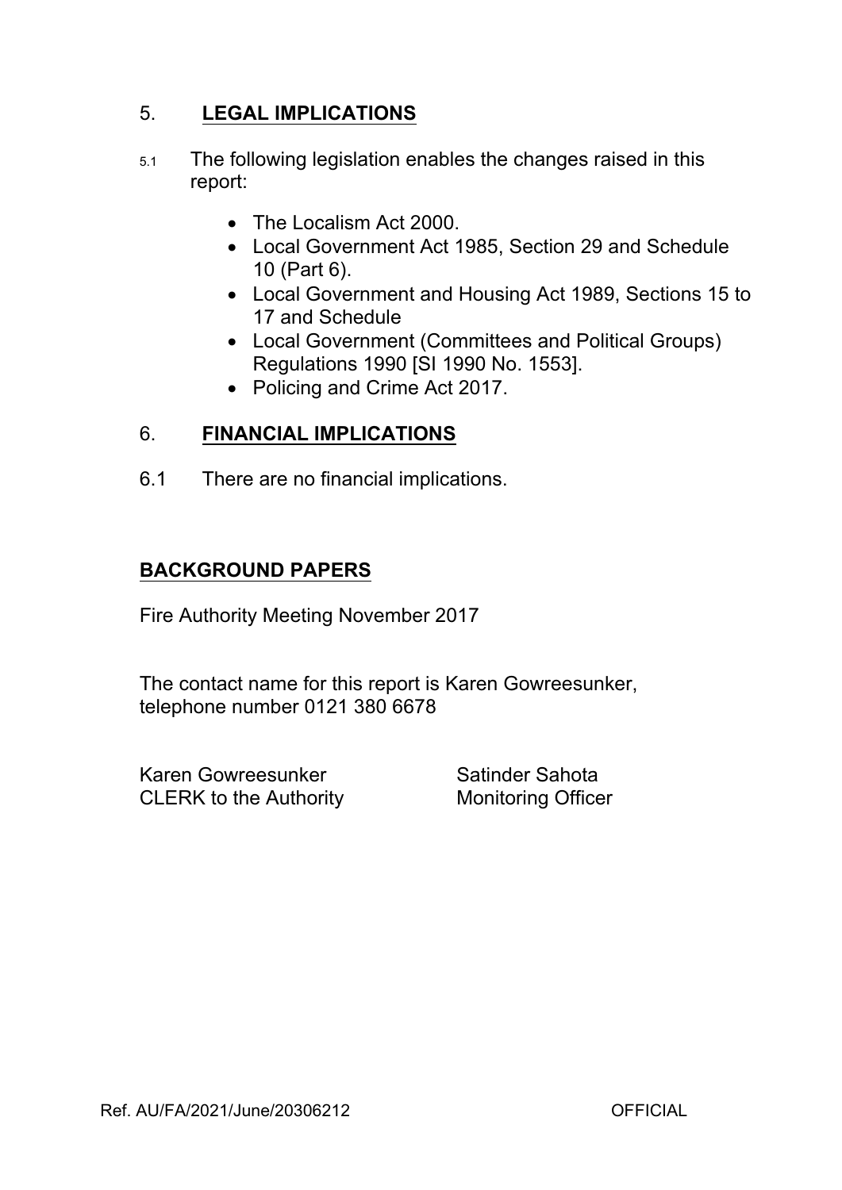## 5. LEGAL IMPLICATIONS

5.1 The following legislation enables the changes raised in this report:

- The Localism Act 2000.
- Local Government Act 1985, Section 29 and Schedule 10 (Part 6).
- Local Government and Housing Act 1989, Sections 15 to 17 and Schedule
- Local Government (Committees and Political Groups) Regulations 1990 [SI 1990 No. 1553].
- Policing and Crime Act 2017.

## 6. FINANCIAL IMPLICATIONS

6.1 There are no financial implications.

## BACKGROUND PAPERS

Fire Authority Meeting November 2017

The contact name for this report is Karen Gowreesunker, telephone number 0121 380 6678

| | |
|---|---|
| Karen Gowreesunker | Satinder Sahota |
| CLERK to the Authority | Monitoring Officer |

Ref. AU/FA/2021/June/20306212 OFFICIAL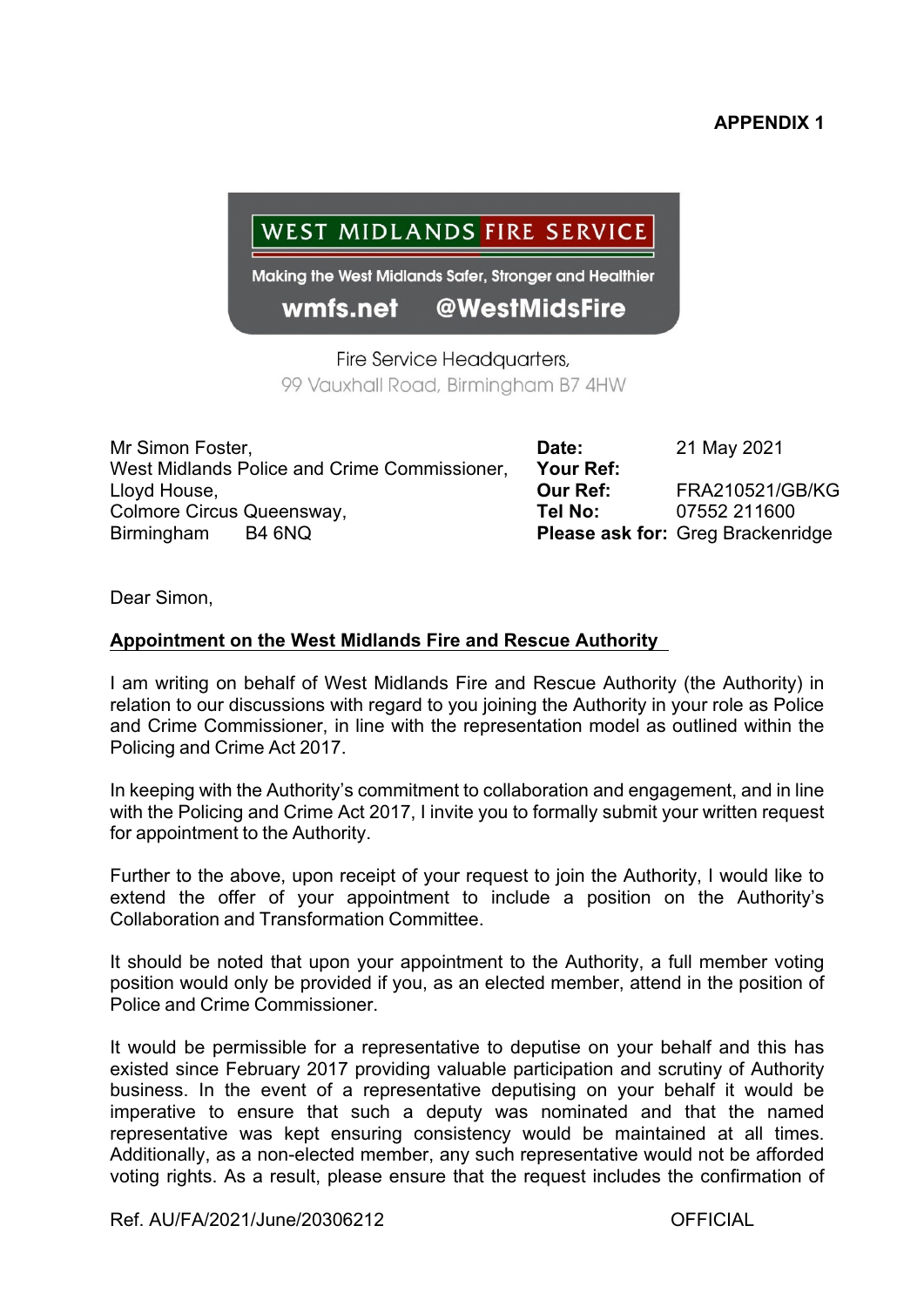**APPENDIX 1**

WEST MIDLANDS FIRE SERVICE

Making the West Midlands Safer, Stronger and Healthier

wmfs.net @WestMidsFire

Fire Service Headquarters,
99 Vauxhall Road, Birmingham B7 4HW

Mr Simon Foster,
West Midlands Police and Crime Commissioner,
Lloyd House,
Colmore Circus Queensway,
Birmingham B4 6NQ

| | |
|---|---|
| **Date:** | 21 May 2021 |
| **Your Ref:** | |
| **Our Ref:** | FRA210521/GB/KG |
| **Tel No:** | 07552 211600 |
| **Please ask for:** | Greg Brackenridge |

Dear Simon,

**Appointment on the West Midlands Fire and Rescue Authority**

I am writing on behalf of West Midlands Fire and Rescue Authority (the Authority) in relation to our discussions with regard to you joining the Authority in your role as Police and Crime Commissioner, in line with the representation model as outlined within the Policing and Crime Act 2017.

In keeping with the Authority's commitment to collaboration and engagement, and in line with the Policing and Crime Act 2017, I invite you to formally submit your written request for appointment to the Authority.

Further to the above, upon receipt of your request to join the Authority, I would like to extend the offer of your appointment to include a position on the Authority's Collaboration and Transformation Committee.

It should be noted that upon your appointment to the Authority, a full member voting position would only be provided if you, as an elected member, attend in the position of Police and Crime Commissioner.

It would be permissible for a representative to deputise on your behalf and this has existed since February 2017 providing valuable participation and scrutiny of Authority business. In the event of a representative deputising on your behalf it would be imperative to ensure that such a deputy was nominated and that the named representative was kept ensuring consistency would be maintained at all times. Additionally, as a non-elected member, any such representative would not be afforded voting rights. As a result, please ensure that the request includes the confirmation of

Ref. AU/FA/2021/June/20306212 OFFICIAL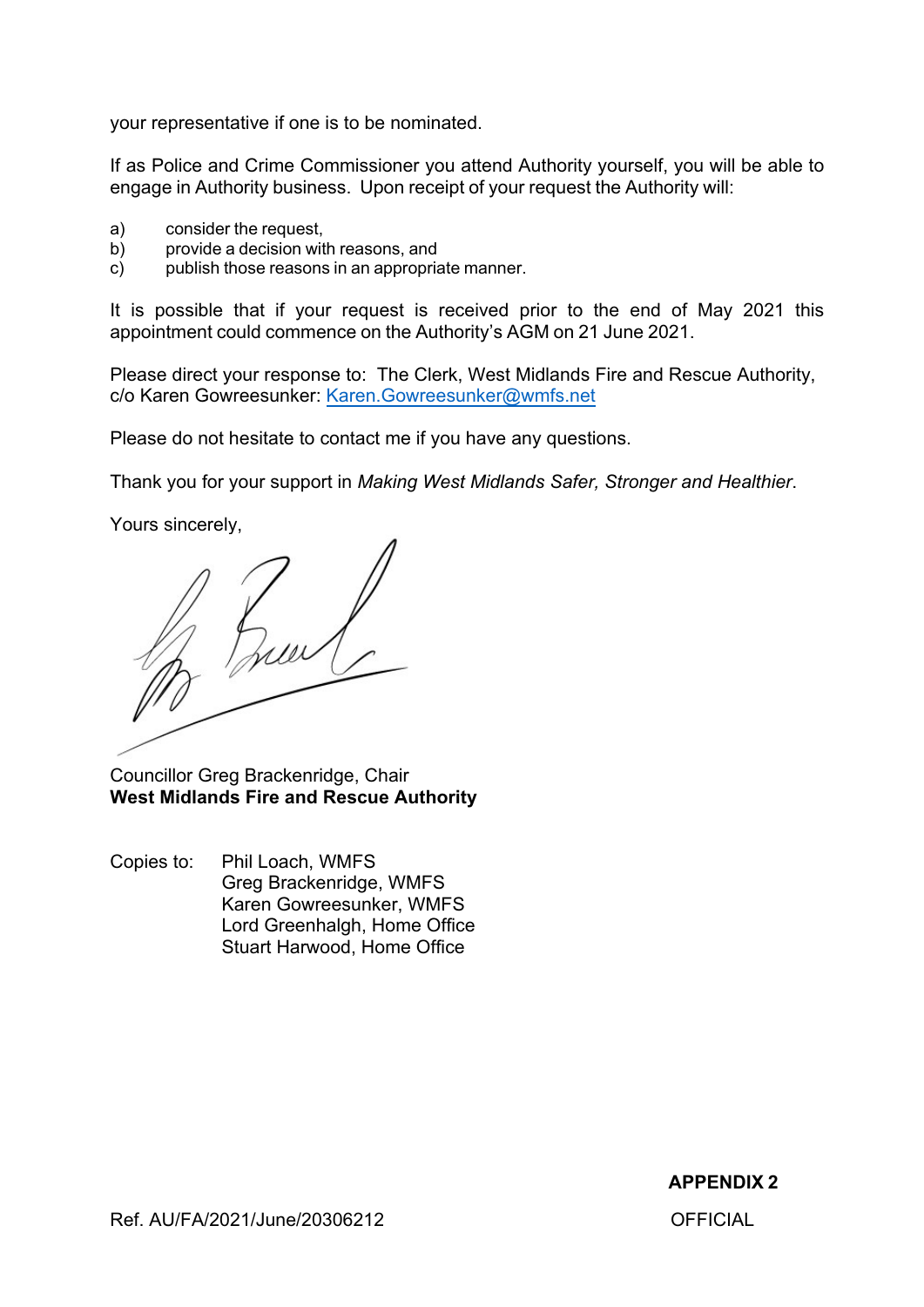your representative if one is to be nominated.

If as Police and Crime Commissioner you attend Authority yourself, you will be able to engage in Authority business. Upon receipt of your request the Authority will:

a) consider the request,
b) provide a decision with reasons, and
c) publish those reasons in an appropriate manner.

It is possible that if your request is received prior to the end of May 2021 this appointment could commence on the Authority's AGM on 21 June 2021.

Please direct your response to: The Clerk, West Midlands Fire and Rescue Authority, c/o Karen Gowreesunker: Karen.Gowreesunker@wmfs.net

Please do not hesitate to contact me if you have any questions.

Thank you for your support in *Making West Midlands Safer, Stronger and Healthier*.

Yours sincerely,

Councillor Greg Brackenridge, Chair
**West Midlands Fire and Rescue Authority**

Copies to: Phil Loach, WMFS
Greg Brackenridge, WMFS
Karen Gowreesunker, WMFS
Lord Greenhalgh, Home Office
Stuart Harwood, Home Office

**APPENDIX 2**

Ref. AU/FA/2021/June/20306212

OFFICIAL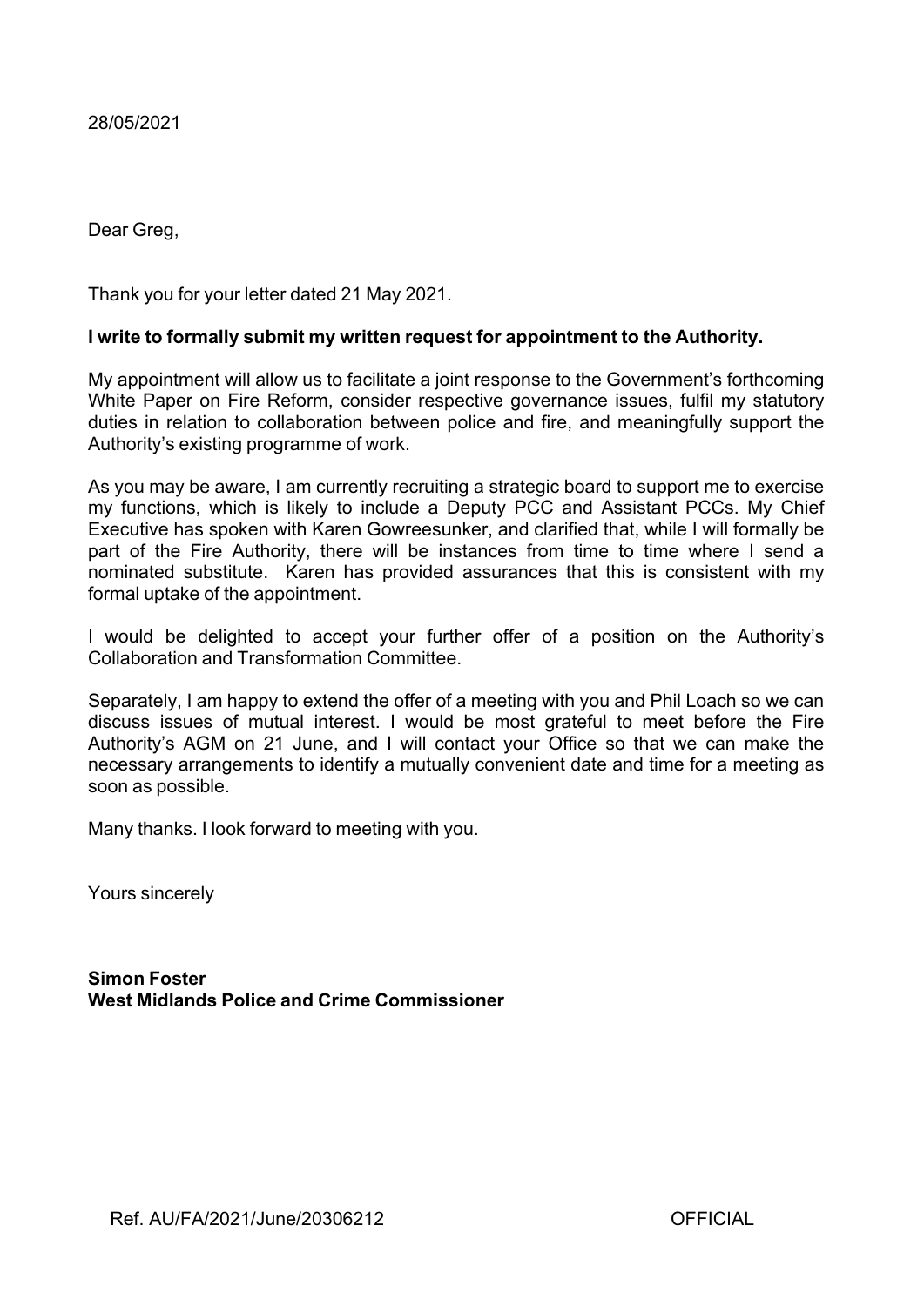28/05/2021

Dear Greg,

Thank you for your letter dated 21 May 2021.

**I write to formally submit my written request for appointment to the Authority.**

My appointment will allow us to facilitate a joint response to the Government's forthcoming White Paper on Fire Reform, consider respective governance issues, fulfil my statutory duties in relation to collaboration between police and fire, and meaningfully support the Authority's existing programme of work.

As you may be aware, I am currently recruiting a strategic board to support me to exercise my functions, which is likely to include a Deputy PCC and Assistant PCCs. My Chief Executive has spoken with Karen Gowreesunker, and clarified that, while I will formally be part of the Fire Authority, there will be instances from time to time where I send a nominated substitute. Karen has provided assurances that this is consistent with my formal uptake of the appointment.

I would be delighted to accept your further offer of a position on the Authority's Collaboration and Transformation Committee.

Separately, I am happy to extend the offer of a meeting with you and Phil Loach so we can discuss issues of mutual interest. I would be most grateful to meet before the Fire Authority's AGM on 21 June, and I will contact your Office so that we can make the necessary arrangements to identify a mutually convenient date and time for a meeting as soon as possible.

Many thanks. I look forward to meeting with you.

Yours sincerely

**Simon Foster**
**West Midlands Police and Crime Commissioner**

Ref. AU/FA/2021/June/20306212 OFFICIAL